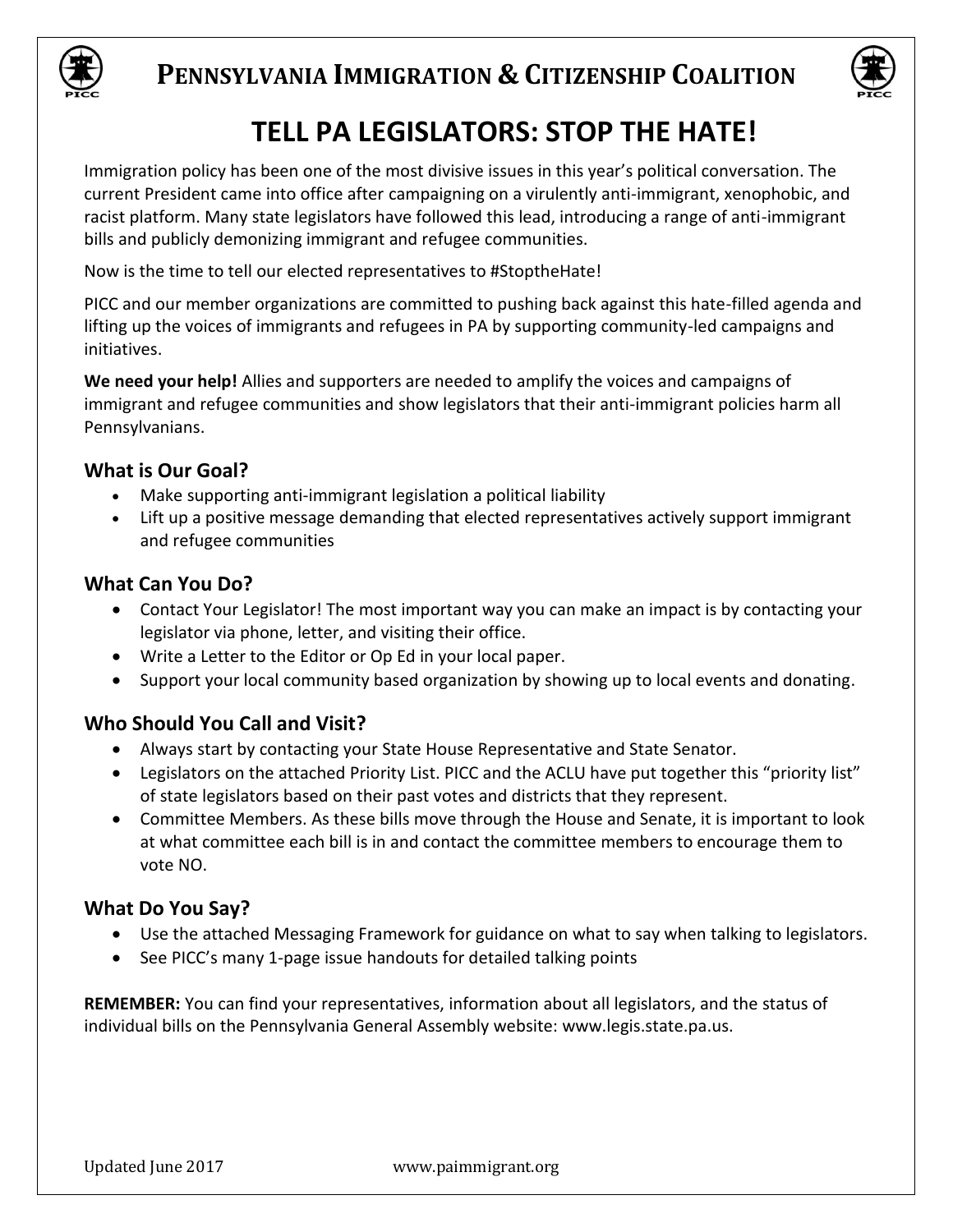# PENNSYLVANIA IMMIGRATION & CITIZENSHIP COALITION

## TELL PA LEGISLATORS: STOP THE HATE!

Immigration policy has been one of the most divisive issues in this year's political conversation. The current President came into office after campaigning on a virulently anti-immigrant, xenophobic, and racist platform. Many state legislators have followed this lead, introducing a range of anti-immigrant bills and publicly demonizing immigrant and refugee communities.

Now is the time to tell our elected representatives to #StoptheHate!

PICC and our member organizations are committed to pushing back against this hate-filled agenda and lifting up the voices of immigrants and refugees in PA by supporting community-led campaigns and initiatives.

**We need your help!** Allies and supporters are needed to amplify the voices and campaigns of immigrant and refugee communities and show legislators that their anti-immigrant policies harm all Pennsylvanians.

### What is Our Goal?

- Make supporting anti-immigrant legislation a political liability
- Lift up a positive message demanding that elected representatives actively support immigrant and refugee communities

### What Can You Do?

- Contact Your Legislator! The most important way you can make an impact is by contacting your legislator via phone, letter, and visiting their office.
- Write a Letter to the Editor or Op Ed in your local paper.
- Support your local community based organization by showing up to local events and donating.

### Who Should You Call and Visit?

- Always start by contacting your State House Representative and State Senator.
- Legislators on the attached Priority List. PICC and the ACLU have put together this "priority list" of state legislators based on their past votes and districts that they represent.
- Committee Members. As these bills move through the House and Senate, it is important to look at what committee each bill is in and contact the committee members to encourage them to vote NO.

### What Do You Say?

- Use the attached Messaging Framework for guidance on what to say when talking to legislators.
- See PICC's many 1-page issue handouts for detailed talking points

**REMEMBER:** You can find your representatives, information about all legislators, and the status of individual bills on the Pennsylvania General Assembly website: www.legis.state.pa.us.

Updated June 2017 www.paimmigrant.org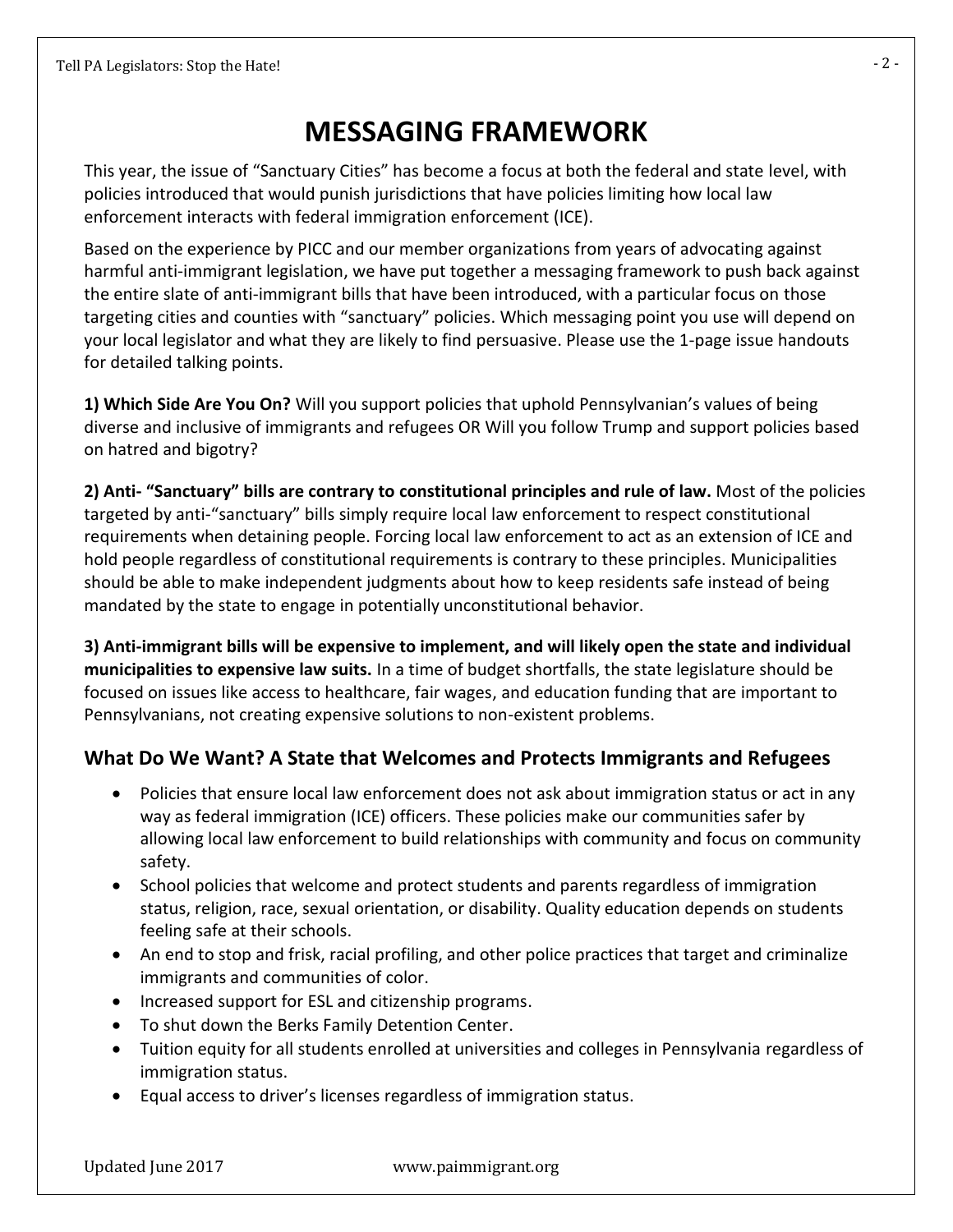# MESSAGING FRAMEWORK

This year, the issue of "Sanctuary Cities" has become a focus at both the federal and state level, with policies introduced that would punish jurisdictions that have policies limiting how local law enforcement interacts with federal immigration enforcement (ICE).

Based on the experience by PICC and our member organizations from years of advocating against harmful anti-immigrant legislation, we have put together a messaging framework to push back against the entire slate of anti-immigrant bills that have been introduced, with a particular focus on those targeting cities and counties with "sanctuary" policies. Which messaging point you use will depend on your local legislator and what they are likely to find persuasive. Please use the 1-page issue handouts for detailed talking points.

**1) Which Side Are You On?** Will you support policies that uphold Pennsylvanian's values of being diverse and inclusive of immigrants and refugees OR Will you follow Trump and support policies based on hatred and bigotry?

**2) Anti- "Sanctuary" bills are contrary to constitutional principles and rule of law.** Most of the policies targeted by anti-"sanctuary" bills simply require local law enforcement to respect constitutional requirements when detaining people. Forcing local law enforcement to act as an extension of ICE and hold people regardless of constitutional requirements is contrary to these principles. Municipalities should be able to make independent judgments about how to keep residents safe instead of being mandated by the state to engage in potentially unconstitutional behavior.

**3) Anti-immigrant bills will be expensive to implement, and will likely open the state and individual municipalities to expensive law suits.** In a time of budget shortfalls, the state legislature should be focused on issues like access to healthcare, fair wages, and education funding that are important to Pennsylvanians, not creating expensive solutions to non-existent problems.

## What Do We Want? A State that Welcomes and Protects Immigrants and Refugees

- Policies that ensure local law enforcement does not ask about immigration status or act in any way as federal immigration (ICE) officers. These policies make our communities safer by allowing local law enforcement to build relationships with community and focus on community safety.
- School policies that welcome and protect students and parents regardless of immigration status, religion, race, sexual orientation, or disability. Quality education depends on students feeling safe at their schools.
- An end to stop and frisk, racial profiling, and other police practices that target and criminalize immigrants and communities of color.
- Increased support for ESL and citizenship programs.
- To shut down the Berks Family Detention Center.
- Tuition equity for all students enrolled at universities and colleges in Pennsylvania regardless of immigration status.
- Equal access to driver's licenses regardless of immigration status.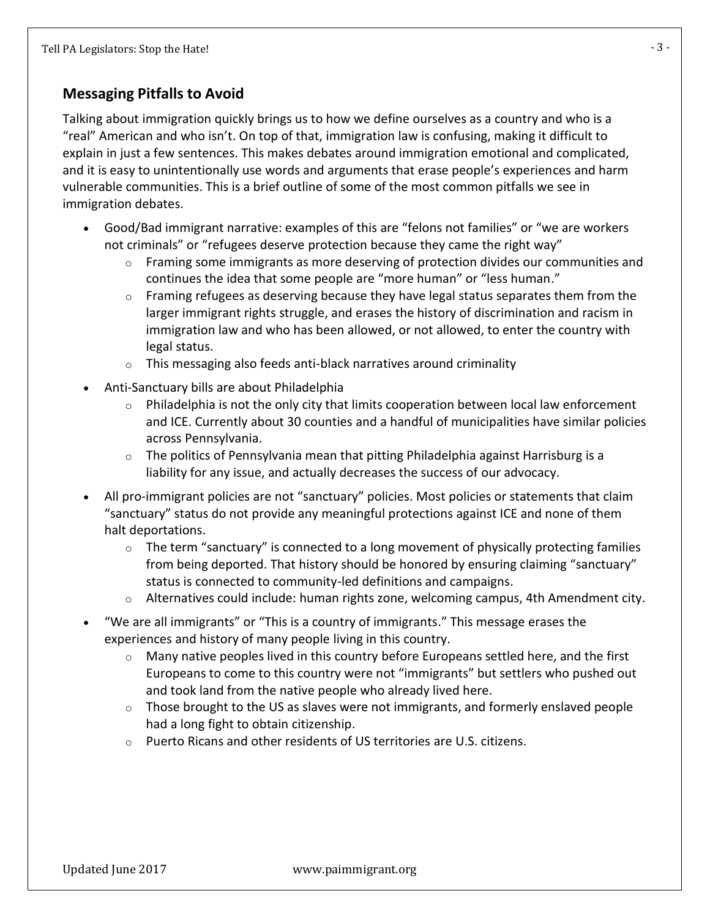## Messaging Pitfalls to Avoid

Talking about immigration quickly brings us to how we define ourselves as a country and who is a "real" American and who isn't. On top of that, immigration law is confusing, making it difficult to explain in just a few sentences. This makes debates around immigration emotional and complicated, and it is easy to unintentionally use words and arguments that erase people's experiences and harm vulnerable communities. This is a brief outline of some of the most common pitfalls we see in immigration debates.

- Good/Bad immigrant narrative: examples of this are "felons not families" or "we are workers not criminals" or "refugees deserve protection because they came the right way"
    - Framing some immigrants as more deserving of protection divides our communities and continues the idea that some people are "more human" or "less human."
    - Framing refugees as deserving because they have legal status separates them from the larger immigrant rights struggle, and erases the history of discrimination and racism in immigration law and who has been allowed, or not allowed, to enter the country with legal status.
    - This messaging also feeds anti-black narratives around criminality
- Anti-Sanctuary bills are about Philadelphia
    - Philadelphia is not the only city that limits cooperation between local law enforcement and ICE. Currently about 30 counties and a handful of municipalities have similar policies across Pennsylvania.
    - The politics of Pennsylvania mean that pitting Philadelphia against Harrisburg is a liability for any issue, and actually decreases the success of our advocacy.
- All pro-immigrant policies are not "sanctuary" policies. Most policies or statements that claim "sanctuary" status do not provide any meaningful protections against ICE and none of them halt deportations.
    - The term "sanctuary" is connected to a long movement of physically protecting families from being deported. That history should be honored by ensuring claiming "sanctuary" status is connected to community-led definitions and campaigns.
    - Alternatives could include: human rights zone, welcoming campus, 4th Amendment city.
- "We are all immigrants" or "This is a country of immigrants." This message erases the experiences and history of many people living in this country.
    - Many native peoples lived in this country before Europeans settled here, and the first Europeans to come to this country were not "immigrants" but settlers who pushed out and took land from the native people who already lived here.
    - Those brought to the US as slaves were not immigrants, and formerly enslaved people had a long fight to obtain citizenship.
    - Puerto Ricans and other residents of US territories are U.S. citizens.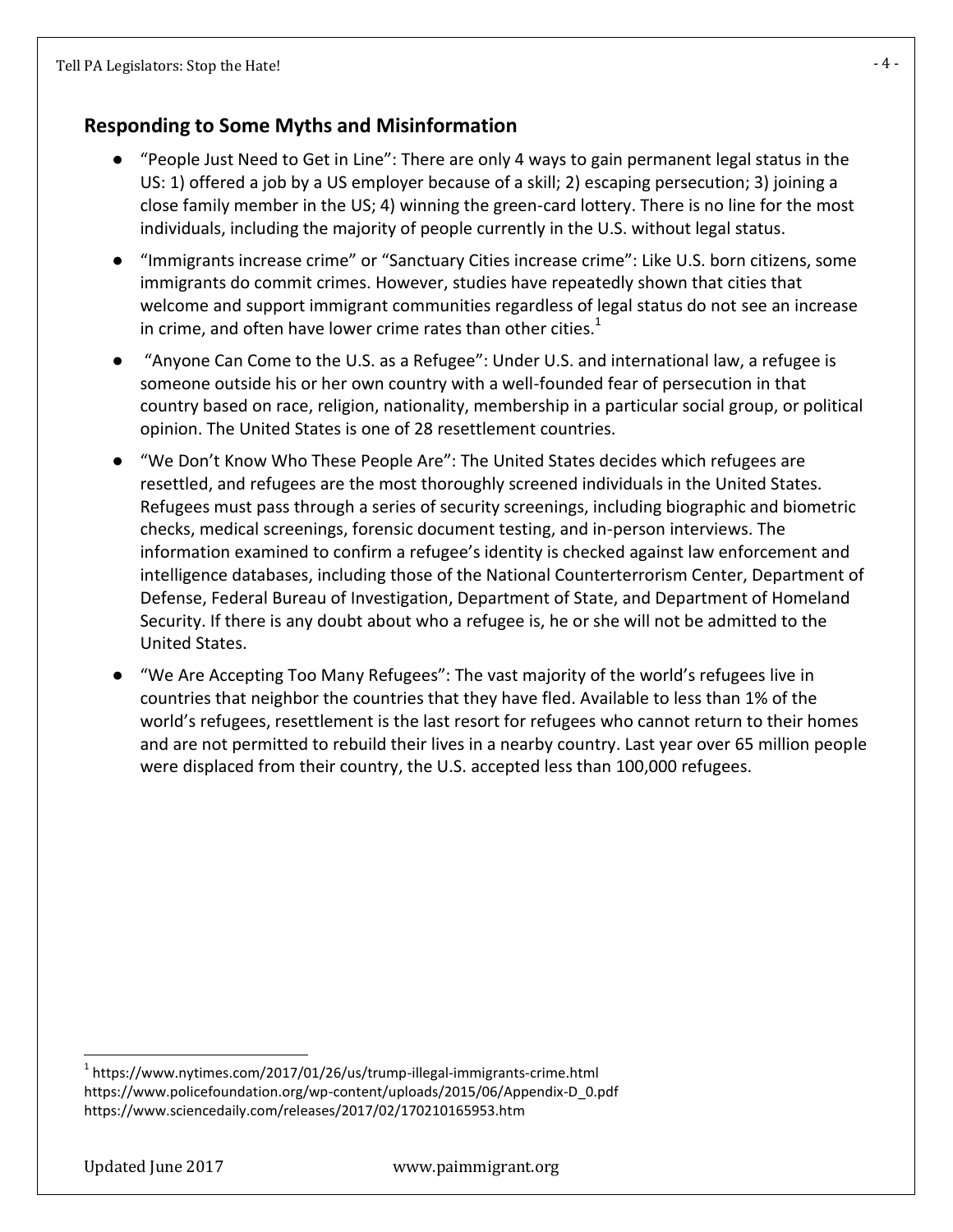## Responding to Some Myths and Misinformation

- "People Just Need to Get in Line": There are only 4 ways to gain permanent legal status in the US: 1) offered a job by a US employer because of a skill; 2) escaping persecution; 3) joining a close family member in the US; 4) winning the green-card lottery. There is no line for the most individuals, including the majority of people currently in the U.S. without legal status.
- "Immigrants increase crime" or "Sanctuary Cities increase crime": Like U.S. born citizens, some immigrants do commit crimes. However, studies have repeatedly shown that cities that welcome and support immigrant communities regardless of legal status do not see an increase in crime, and often have lower crime rates than other cities.[1]
- "Anyone Can Come to the U.S. as a Refugee": Under U.S. and international law, a refugee is someone outside his or her own country with a well-founded fear of persecution in that country based on race, religion, nationality, membership in a particular social group, or political opinion. The United States is one of 28 resettlement countries.
- "We Don't Know Who These People Are": The United States decides which refugees are resettled, and refugees are the most thoroughly screened individuals in the United States. Refugees must pass through a series of security screenings, including biographic and biometric checks, medical screenings, forensic document testing, and in-person interviews. The information examined to confirm a refugee's identity is checked against law enforcement and intelligence databases, including those of the National Counterterrorism Center, Department of Defense, Federal Bureau of Investigation, Department of State, and Department of Homeland Security. If there is any doubt about who a refugee is, he or she will not be admitted to the United States.
- "We Are Accepting Too Many Refugees": The vast majority of the world's refugees live in countries that neighbor the countries that they have fled. Available to less than 1% of the world's refugees, resettlement is the last resort for refugees who cannot return to their homes and are not permitted to rebuild their lives in a nearby country. Last year over 65 million people were displaced from their country, the U.S. accepted less than 100,000 refugees.

---

[1] https://www.nytimes.com/2017/01/26/us/trump-illegal-immigrants-crime.html
https://www.policefoundation.org/wp-content/uploads/2015/06/Appendix-D_0.pdf
https://www.sciencedaily.com/releases/2017/02/170210165953.htm

Updated June 2017 www.paimmigrant.org